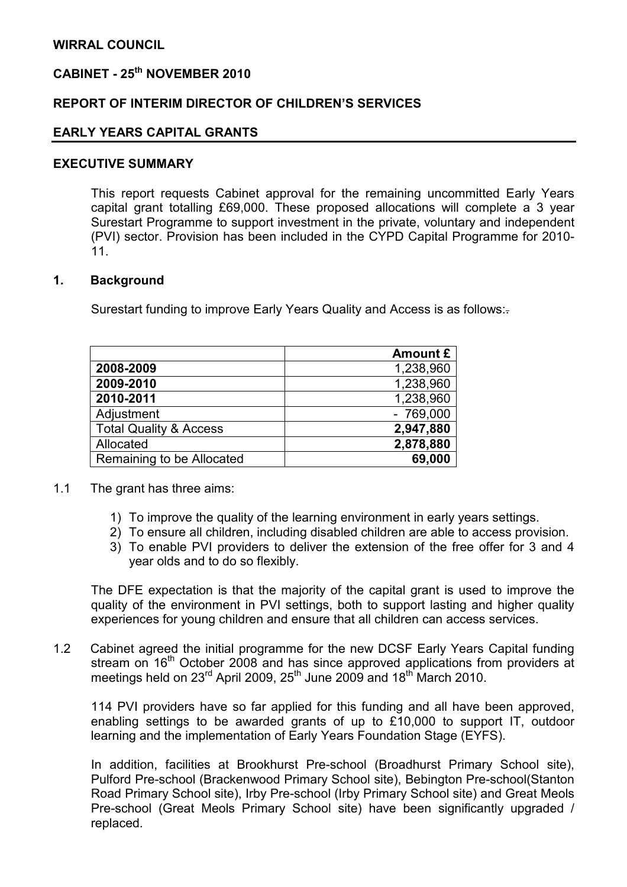**WIRRAL COUNCIL**

**CABINET - 25th NOVEMBER 2010**

**REPORT OF INTERIM DIRECTOR OF CHILDREN'S SERVICES**

**EARLY YEARS CAPITAL GRANTS**

**EXECUTIVE SUMMARY**

This report requests Cabinet approval for the remaining uncommitted Early Years capital grant totalling £69,000. These proposed allocations will complete a 3 year Surestart Programme to support investment in the private, voluntary and independent (PVI) sector. Provision has been included in the CYPD Capital Programme for 2010-11.

## 1. Background

Surestart funding to improve Early Years Quality and Access is as follows:

| | **Amount £** |
|---|---:|
| **2008-2009** | 1,238,960 |
| **2009-2010** | 1,238,960 |
| **2010-2011** | 1,238,960 |
| Adjustment | - 769,000 |
| Total Quality & Access | **2,947,880** |
| Allocated | **2,878,880** |
| Remaining to be Allocated | **69,000** |

1.1 The grant has three aims:

1) To improve the quality of the learning environment in early years settings.
2) To ensure all children, including disabled children are able to access provision.
3) To enable PVI providers to deliver the extension of the free offer for 3 and 4 year olds and to do so flexibly.

The DFE expectation is that the majority of the capital grant is used to improve the quality of the environment in PVI settings, both to support lasting and higher quality experiences for young children and ensure that all children can access services.

1.2 Cabinet agreed the initial programme for the new DCSF Early Years Capital funding stream on 16th October 2008 and has since approved applications from providers at meetings held on 23rd April 2009, 25th June 2009 and 18th March 2010.

114 PVI providers have so far applied for this funding and all have been approved, enabling settings to be awarded grants of up to £10,000 to support IT, outdoor learning and the implementation of Early Years Foundation Stage (EYFS).

In addition, facilities at Brookhurst Pre-school (Broadhurst Primary School site), Pulford Pre-school (Brackenwood Primary School site), Bebington Pre-school(Stanton Road Primary School site), Irby Pre-school (Irby Primary School site) and Great Meols Pre-school (Great Meols Primary School site) have been significantly upgraded / replaced.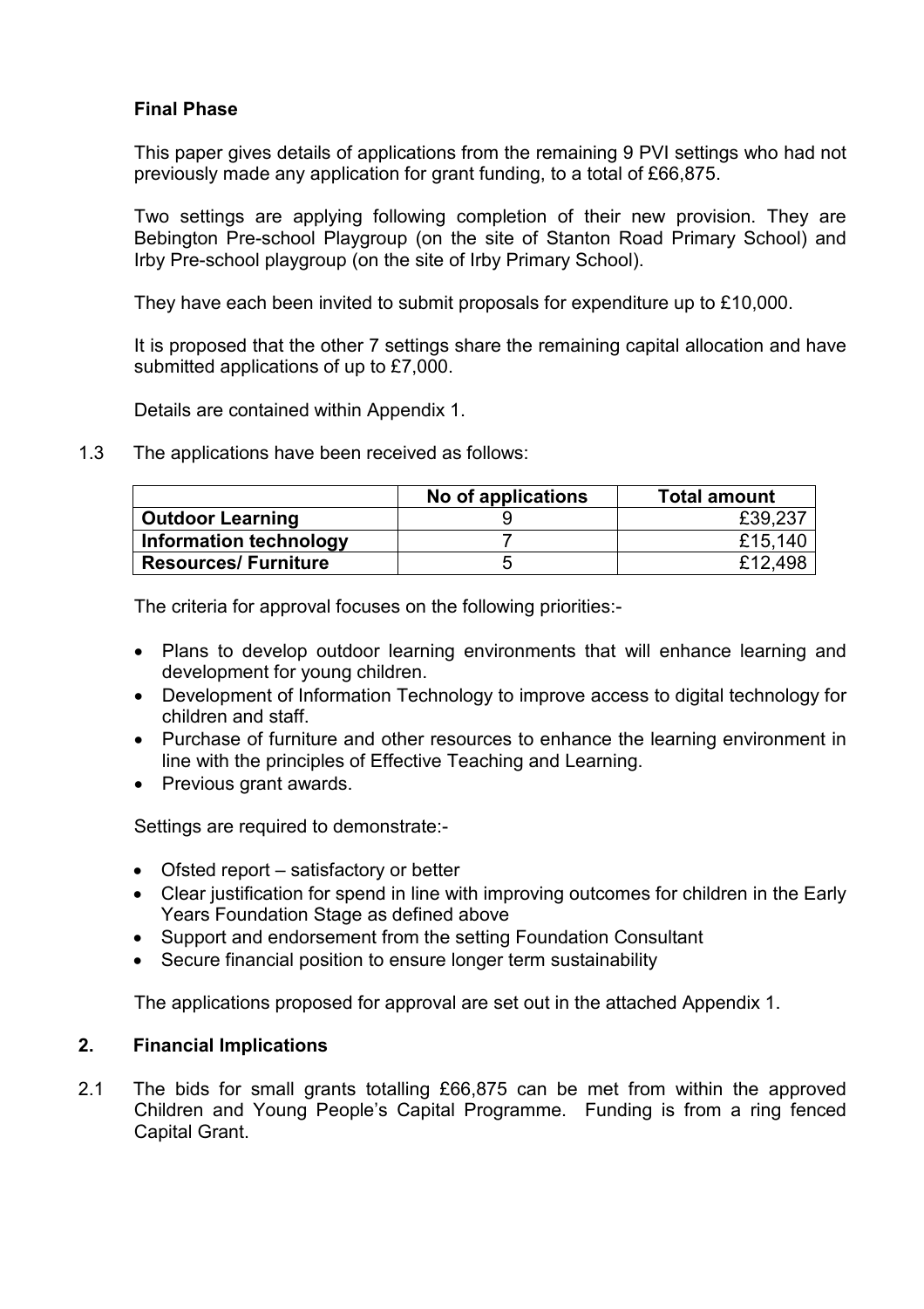**Final Phase**

This paper gives details of applications from the remaining 9 PVI settings who had not previously made any application for grant funding, to a total of £66,875.

Two settings are applying following completion of their new provision. They are Bebington Pre-school Playgroup (on the site of Stanton Road Primary School) and Irby Pre-school playgroup (on the site of Irby Primary School).

They have each been invited to submit proposals for expenditure up to £10,000.

It is proposed that the other 7 settings share the remaining capital allocation and have submitted applications of up to £7,000.

Details are contained within Appendix 1.

1.3 The applications have been received as follows:

| | No of applications | Total amount |
|---|---|---|
| **Outdoor Learning** | 9 | £39,237 |
| **Information technology** | 7 | £15,140 |
| **Resources/ Furniture** | 5 | £12,498 |

The criteria for approval focuses on the following priorities:-

- Plans to develop outdoor learning environments that will enhance learning and development for young children.
- Development of Information Technology to improve access to digital technology for children and staff.
- Purchase of furniture and other resources to enhance the learning environment in line with the principles of Effective Teaching and Learning.
- Previous grant awards.

Settings are required to demonstrate:-

- Ofsted report – satisfactory or better
- Clear justification for spend in line with improving outcomes for children in the Early Years Foundation Stage as defined above
- Support and endorsement from the setting Foundation Consultant
- Secure financial position to ensure longer term sustainability

The applications proposed for approval are set out in the attached Appendix 1.

## 2. Financial Implications

2.1 The bids for small grants totalling £66,875 can be met from within the approved Children and Young People's Capital Programme. Funding is from a ring fenced Capital Grant.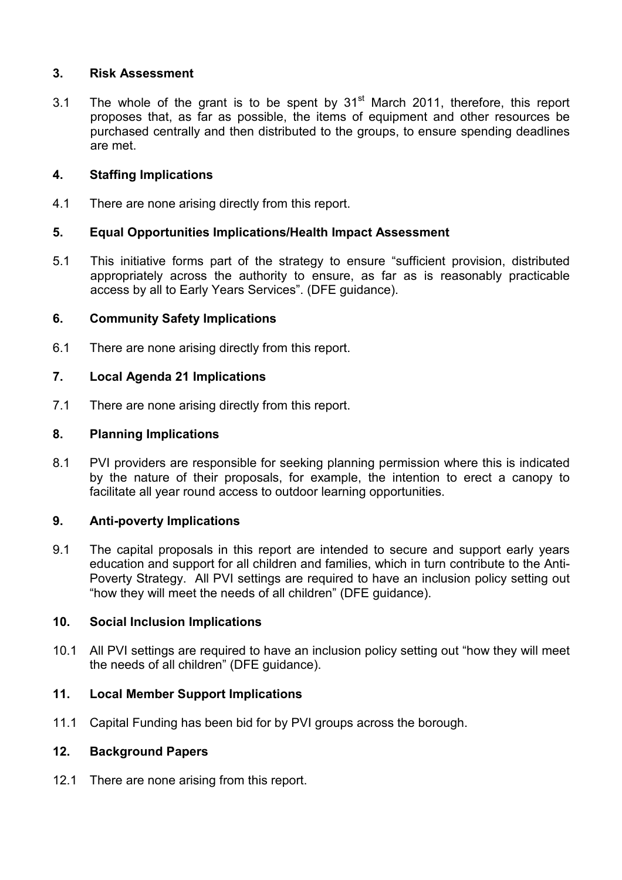## 3. Risk Assessment

3.1 The whole of the grant is to be spent by 31st March 2011, therefore, this report proposes that, as far as possible, the items of equipment and other resources be purchased centrally and then distributed to the groups, to ensure spending deadlines are met.

## 4. Staffing Implications

4.1 There are none arising directly from this report.

## 5. Equal Opportunities Implications/Health Impact Assessment

5.1 This initiative forms part of the strategy to ensure "sufficient provision, distributed appropriately across the authority to ensure, as far as is reasonably practicable access by all to Early Years Services". (DFE guidance).

## 6. Community Safety Implications

6.1 There are none arising directly from this report.

## 7. Local Agenda 21 Implications

7.1 There are none arising directly from this report.

## 8. Planning Implications

8.1 PVI providers are responsible for seeking planning permission where this is indicated by the nature of their proposals, for example, the intention to erect a canopy to facilitate all year round access to outdoor learning opportunities.

## 9. Anti-poverty Implications

9.1 The capital proposals in this report are intended to secure and support early years education and support for all children and families, which in turn contribute to the Anti-Poverty Strategy. All PVI settings are required to have an inclusion policy setting out "how they will meet the needs of all children" (DFE guidance).

## 10. Social Inclusion Implications

10.1 All PVI settings are required to have an inclusion policy setting out "how they will meet the needs of all children" (DFE guidance).

## 11. Local Member Support Implications

11.1 Capital Funding has been bid for by PVI groups across the borough.

## 12. Background Papers

12.1 There are none arising from this report.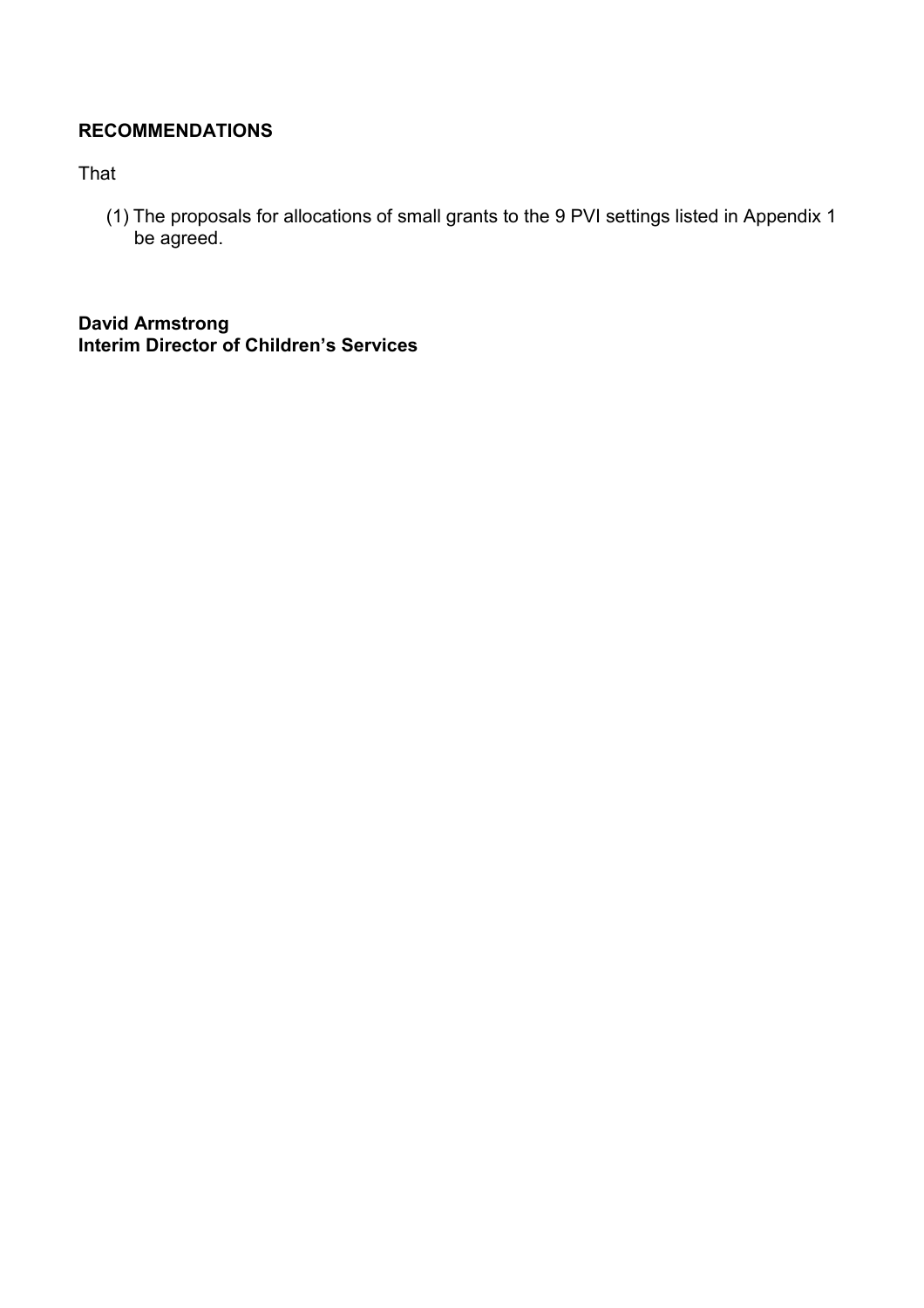**RECOMMENDATIONS**

That

(1) The proposals for allocations of small grants to the 9 PVI settings listed in Appendix 1 be agreed.

**David Armstrong**
**Interim Director of Children's Services**